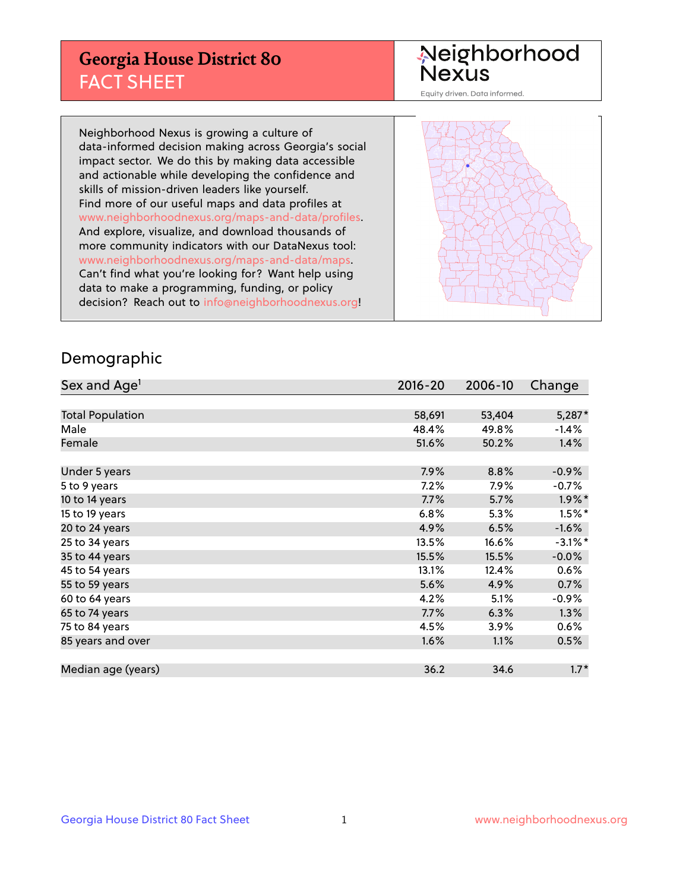# Georgia House District 80
## FACT SHEET

Neighborhood Nexus

Equity driven. Data informed.

Neighborhood Nexus is growing a culture of data-informed decision making across Georgia's social impact sector. We do this by making data accessible and actionable while developing the confidence and skills of mission-driven leaders like yourself. Find more of our useful maps and data profiles at www.neighborhoodnexus.org/maps-and-data/profiles. And explore, visualize, and download thousands of more community indicators with our DataNexus tool: www.neighborhoodnexus.org/maps-and-data/maps. Can't find what you're looking for? Want help using data to make a programming, funding, or policy decision? Reach out to info@neighborhoodnexus.org!

## Demographic

| Sex and Age[1] | 2016-20 | 2006-10 | Change |
|---|---|---|---|
| Total Population | 58,691 | 53,404 | 5,287* |
| Male | 48.4% | 49.8% | -1.4% |
| Female | 51.6% | 50.2% | 1.4% |
| | | | |
| Under 5 years | 7.9% | 8.8% | -0.9% |
| 5 to 9 years | 7.2% | 7.9% | -0.7% |
| 10 to 14 years | 7.7% | 5.7% | 1.9%* |
| 15 to 19 years | 6.8% | 5.3% | 1.5%* |
| 20 to 24 years | 4.9% | 6.5% | -1.6% |
| 25 to 34 years | 13.5% | 16.6% | -3.1%* |
| 35 to 44 years | 15.5% | 15.5% | -0.0% |
| 45 to 54 years | 13.1% | 12.4% | 0.6% |
| 55 to 59 years | 5.6% | 4.9% | 0.7% |
| 60 to 64 years | 4.2% | 5.1% | -0.9% |
| 65 to 74 years | 7.7% | 6.3% | 1.3% |
| 75 to 84 years | 4.5% | 3.9% | 0.6% |
| 85 years and over | 1.6% | 1.1% | 0.5% |
| | | | |
| Median age (years) | 36.2 | 34.6 | 1.7* |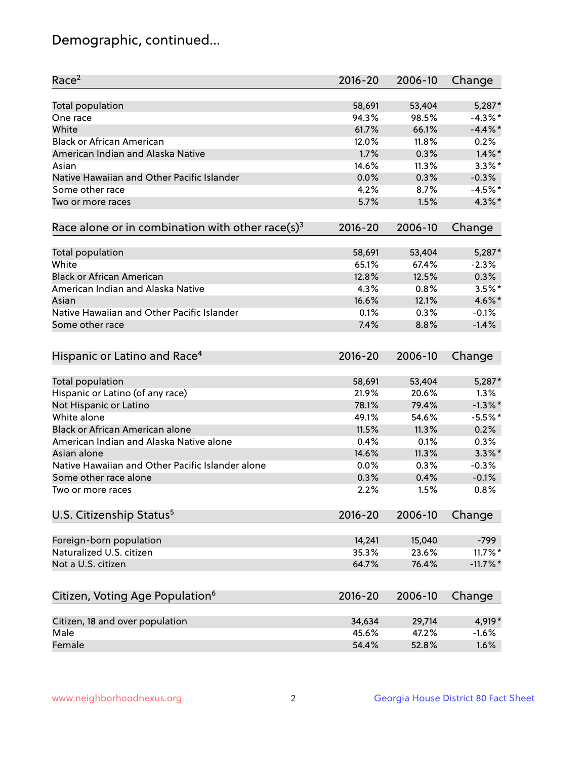# Demographic, continued...

| Race[2] | 2016-20 | 2006-10 | Change |
|---|---|---|---|
| Total population | 58,691 | 53,404 | 5,287* |
| One race | 94.3% | 98.5% | -4.3%* |
| White | 61.7% | 66.1% | -4.4%* |
| Black or African American | 12.0% | 11.8% | 0.2% |
| American Indian and Alaska Native | 1.7% | 0.3% | 1.4%* |
| Asian | 14.6% | 11.3% | 3.3%* |
| Native Hawaiian and Other Pacific Islander | 0.0% | 0.3% | -0.3% |
| Some other race | 4.2% | 8.7% | -4.5%* |
| Two or more races | 5.7% | 1.5% | 4.3%* |

| Race alone or in combination with other race(s)[3] | 2016-20 | 2006-10 | Change |
|---|---|---|---|
| Total population | 58,691 | 53,404 | 5,287* |
| White | 65.1% | 67.4% | -2.3% |
| Black or African American | 12.8% | 12.5% | 0.3% |
| American Indian and Alaska Native | 4.3% | 0.8% | 3.5%* |
| Asian | 16.6% | 12.1% | 4.6%* |
| Native Hawaiian and Other Pacific Islander | 0.1% | 0.3% | -0.1% |
| Some other race | 7.4% | 8.8% | -1.4% |

| Hispanic or Latino and Race[4] | 2016-20 | 2006-10 | Change |
|---|---|---|---|
| Total population | 58,691 | 53,404 | 5,287* |
| Hispanic or Latino (of any race) | 21.9% | 20.6% | 1.3% |
| Not Hispanic or Latino | 78.1% | 79.4% | -1.3%* |
| White alone | 49.1% | 54.6% | -5.5%* |
| Black or African American alone | 11.5% | 11.3% | 0.2% |
| American Indian and Alaska Native alone | 0.4% | 0.1% | 0.3% |
| Asian alone | 14.6% | 11.3% | 3.3%* |
| Native Hawaiian and Other Pacific Islander alone | 0.0% | 0.3% | -0.3% |
| Some other race alone | 0.3% | 0.4% | -0.1% |
| Two or more races | 2.2% | 1.5% | 0.8% |

| U.S. Citizenship Status[5] | 2016-20 | 2006-10 | Change |
|---|---|---|---|
| Foreign-born population | 14,241 | 15,040 | -799 |
| Naturalized U.S. citizen | 35.3% | 23.6% | 11.7%* |
| Not a U.S. citizen | 64.7% | 76.4% | -11.7%* |

| Citizen, Voting Age Population[6] | 2016-20 | 2006-10 | Change |
|---|---|---|---|
| Citizen, 18 and over population | 34,634 | 29,714 | 4,919* |
| Male | 45.6% | 47.2% | -1.6% |
| Female | 54.4% | 52.8% | 1.6% |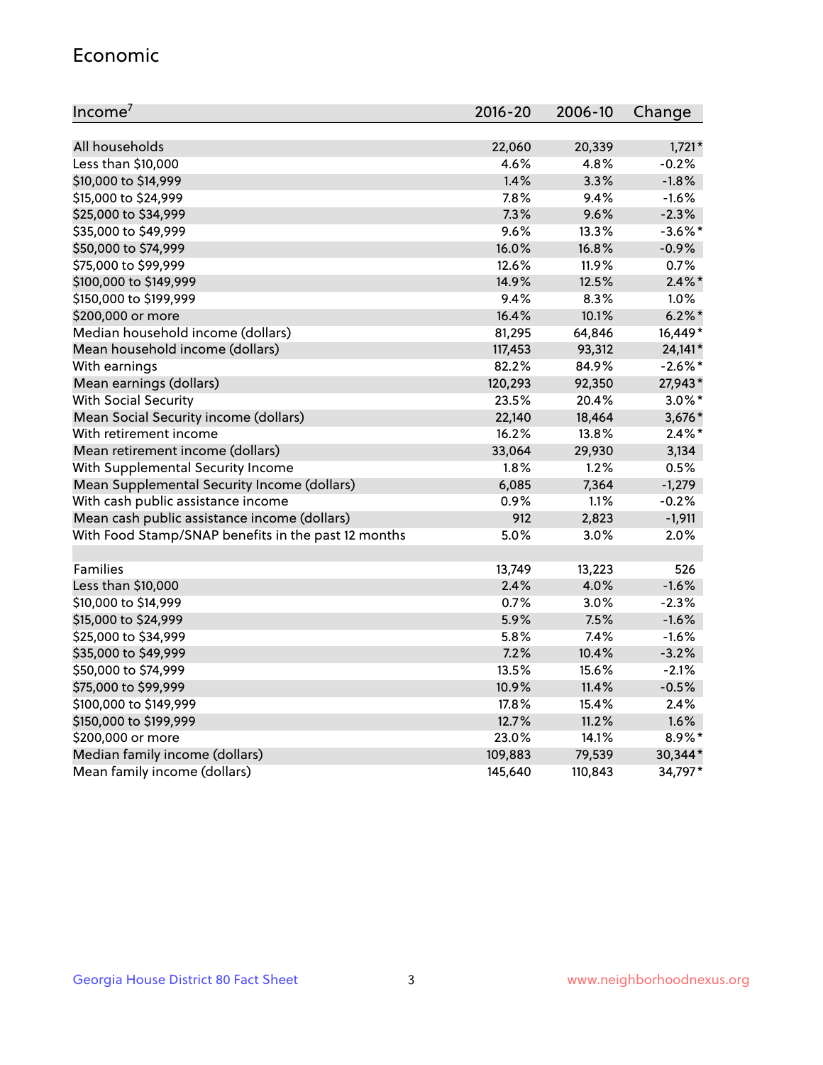## Economic

| Income[7] | 2016-20 | 2006-10 | Change |
|---|---|---|---|
| All households | 22,060 | 20,339 | 1,721* |
| Less than $10,000 | 4.6% | 4.8% | -0.2% |
| $10,000 to $14,999 | 1.4% | 3.3% | -1.8% |
| $15,000 to $24,999 | 7.8% | 9.4% | -1.6% |
| $25,000 to $34,999 | 7.3% | 9.6% | -2.3% |
| $35,000 to $49,999 | 9.6% | 13.3% | -3.6%* |
| $50,000 to $74,999 | 16.0% | 16.8% | -0.9% |
| $75,000 to $99,999 | 12.6% | 11.9% | 0.7% |
| $100,000 to $149,999 | 14.9% | 12.5% | 2.4%* |
| $150,000 to $199,999 | 9.4% | 8.3% | 1.0% |
| $200,000 or more | 16.4% | 10.1% | 6.2%* |
| Median household income (dollars) | 81,295 | 64,846 | 16,449* |
| Mean household income (dollars) | 117,453 | 93,312 | 24,141* |
| With earnings | 82.2% | 84.9% | -2.6%* |
| Mean earnings (dollars) | 120,293 | 92,350 | 27,943* |
| With Social Security | 23.5% | 20.4% | 3.0%* |
| Mean Social Security income (dollars) | 22,140 | 18,464 | 3,676* |
| With retirement income | 16.2% | 13.8% | 2.4%* |
| Mean retirement income (dollars) | 33,064 | 29,930 | 3,134 |
| With Supplemental Security Income | 1.8% | 1.2% | 0.5% |
| Mean Supplemental Security Income (dollars) | 6,085 | 7,364 | -1,279 |
| With cash public assistance income | 0.9% | 1.1% | -0.2% |
| Mean cash public assistance income (dollars) | 912 | 2,823 | -1,911 |
| With Food Stamp/SNAP benefits in the past 12 months | 5.0% | 3.0% | 2.0% |
| | | | |
| Families | 13,749 | 13,223 | 526 |
| Less than $10,000 | 2.4% | 4.0% | -1.6% |
| $10,000 to $14,999 | 0.7% | 3.0% | -2.3% |
| $15,000 to $24,999 | 5.9% | 7.5% | -1.6% |
| $25,000 to $34,999 | 5.8% | 7.4% | -1.6% |
| $35,000 to $49,999 | 7.2% | 10.4% | -3.2% |
| $50,000 to $74,999 | 13.5% | 15.6% | -2.1% |
| $75,000 to $99,999 | 10.9% | 11.4% | -0.5% |
| $100,000 to $149,999 | 17.8% | 15.4% | 2.4% |
| $150,000 to $199,999 | 12.7% | 11.2% | 1.6% |
| $200,000 or more | 23.0% | 14.1% | 8.9%* |
| Median family income (dollars) | 109,883 | 79,539 | 30,344* |
| Mean family income (dollars) | 145,640 | 110,843 | 34,797* |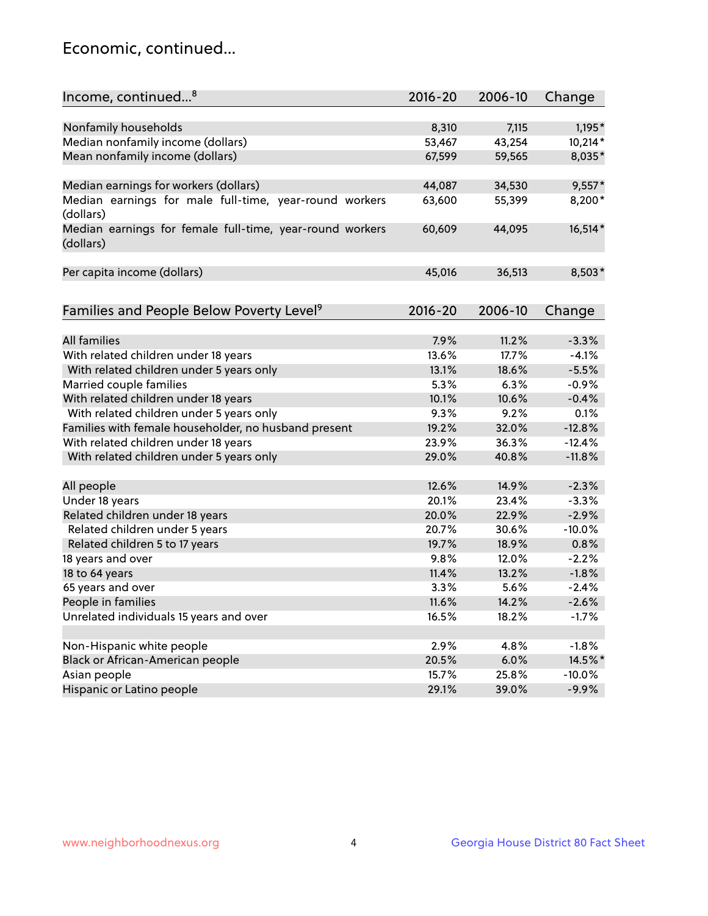## Economic, continued...

| Income, continued...[8] | 2016-20 | 2006-10 | Change |
|---|---|---|---|
| Nonfamily households | 8,310 | 7,115 | 1,195* |
| Median nonfamily income (dollars) | 53,467 | 43,254 | 10,214* |
| Mean nonfamily income (dollars) | 67,599 | 59,565 | 8,035* |
| Median earnings for workers (dollars) | 44,087 | 34,530 | 9,557* |
| Median earnings for male full-time, year-round workers (dollars) | 63,600 | 55,399 | 8,200* |
| Median earnings for female full-time, year-round workers (dollars) | 60,609 | 44,095 | 16,514* |
| Per capita income (dollars) | 45,016 | 36,513 | 8,503* |

| Families and People Below Poverty Level[9] | 2016-20 | 2006-10 | Change |
|---|---|---|---|
| All families | 7.9% | 11.2% | -3.3% |
| With related children under 18 years | 13.6% | 17.7% | -4.1% |
| With related children under 5 years only | 13.1% | 18.6% | -5.5% |
| Married couple families | 5.3% | 6.3% | -0.9% |
| With related children under 18 years | 10.1% | 10.6% | -0.4% |
| With related children under 5 years only | 9.3% | 9.2% | 0.1% |
| Families with female householder, no husband present | 19.2% | 32.0% | -12.8% |
| With related children under 18 years | 23.9% | 36.3% | -12.4% |
| With related children under 5 years only | 29.0% | 40.8% | -11.8% |
| All people | 12.6% | 14.9% | -2.3% |
| Under 18 years | 20.1% | 23.4% | -3.3% |
| Related children under 18 years | 20.0% | 22.9% | -2.9% |
| Related children under 5 years | 20.7% | 30.6% | -10.0% |
| Related children 5 to 17 years | 19.7% | 18.9% | 0.8% |
| 18 years and over | 9.8% | 12.0% | -2.2% |
| 18 to 64 years | 11.4% | 13.2% | -1.8% |
| 65 years and over | 3.3% | 5.6% | -2.4% |
| People in families | 11.6% | 14.2% | -2.6% |
| Unrelated individuals 15 years and over | 16.5% | 18.2% | -1.7% |
| Non-Hispanic white people | 2.9% | 4.8% | -1.8% |
| Black or African-American people | 20.5% | 6.0% | 14.5%* |
| Asian people | 15.7% | 25.8% | -10.0% |
| Hispanic or Latino people | 29.1% | 39.0% | -9.9% |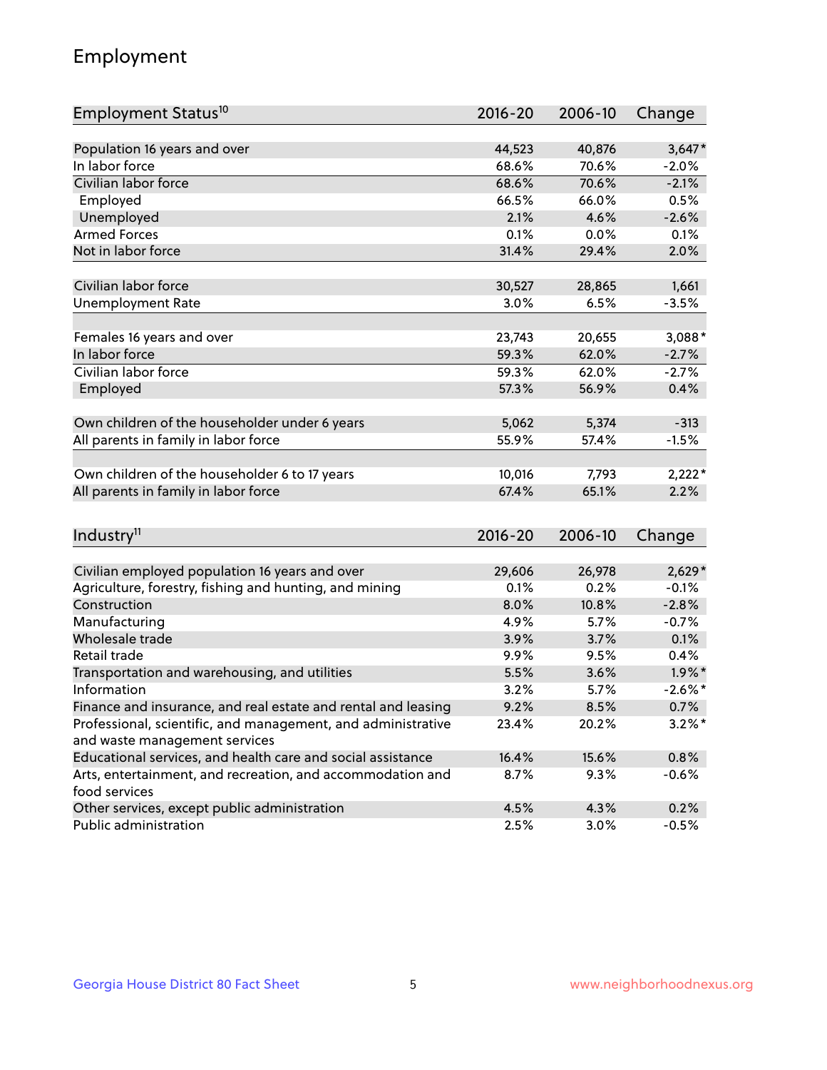## Employment

| Employment Status[10] | 2016-20 | 2006-10 | Change |
|---|---|---|---|
| Population 16 years and over | 44,523 | 40,876 | 3,647* |
| In labor force | 68.6% | 70.6% | -2.0% |
| Civilian labor force | 68.6% | 70.6% | -2.1% |
| Employed | 66.5% | 66.0% | 0.5% |
| Unemployed | 2.1% | 4.6% | -2.6% |
| Armed Forces | 0.1% | 0.0% | 0.1% |
| Not in labor force | 31.4% | 29.4% | 2.0% |
| | | | |
| Civilian labor force | 30,527 | 28,865 | 1,661 |
| Unemployment Rate | 3.0% | 6.5% | -3.5% |
| | | | |
| Females 16 years and over | 23,743 | 20,655 | 3,088* |
| In labor force | 59.3% | 62.0% | -2.7% |
| Civilian labor force | 59.3% | 62.0% | -2.7% |
| Employed | 57.3% | 56.9% | 0.4% |
| | | | |
| Own children of the householder under 6 years | 5,062 | 5,374 | -313 |
| All parents in family in labor force | 55.9% | 57.4% | -1.5% |
| | | | |
| Own children of the householder 6 to 17 years | 10,016 | 7,793 | 2,222* |
| All parents in family in labor force | 67.4% | 65.1% | 2.2% |

| Industry[11] | 2016-20 | 2006-10 | Change |
|---|---|---|---|
| Civilian employed population 16 years and over | 29,606 | 26,978 | 2,629* |
| Agriculture, forestry, fishing and hunting, and mining | 0.1% | 0.2% | -0.1% |
| Construction | 8.0% | 10.8% | -2.8% |
| Manufacturing | 4.9% | 5.7% | -0.7% |
| Wholesale trade | 3.9% | 3.7% | 0.1% |
| Retail trade | 9.9% | 9.5% | 0.4% |
| Transportation and warehousing, and utilities | 5.5% | 3.6% | 1.9%* |
| Information | 3.2% | 5.7% | -2.6%* |
| Finance and insurance, and real estate and rental and leasing | 9.2% | 8.5% | 0.7% |
| Professional, scientific, and management, and administrative and waste management services | 23.4% | 20.2% | 3.2%* |
| Educational services, and health care and social assistance | 16.4% | 15.6% | 0.8% |
| Arts, entertainment, and recreation, and accommodation and food services | 8.7% | 9.3% | -0.6% |
| Other services, except public administration | 4.5% | 4.3% | 0.2% |
| Public administration | 2.5% | 3.0% | -0.5% |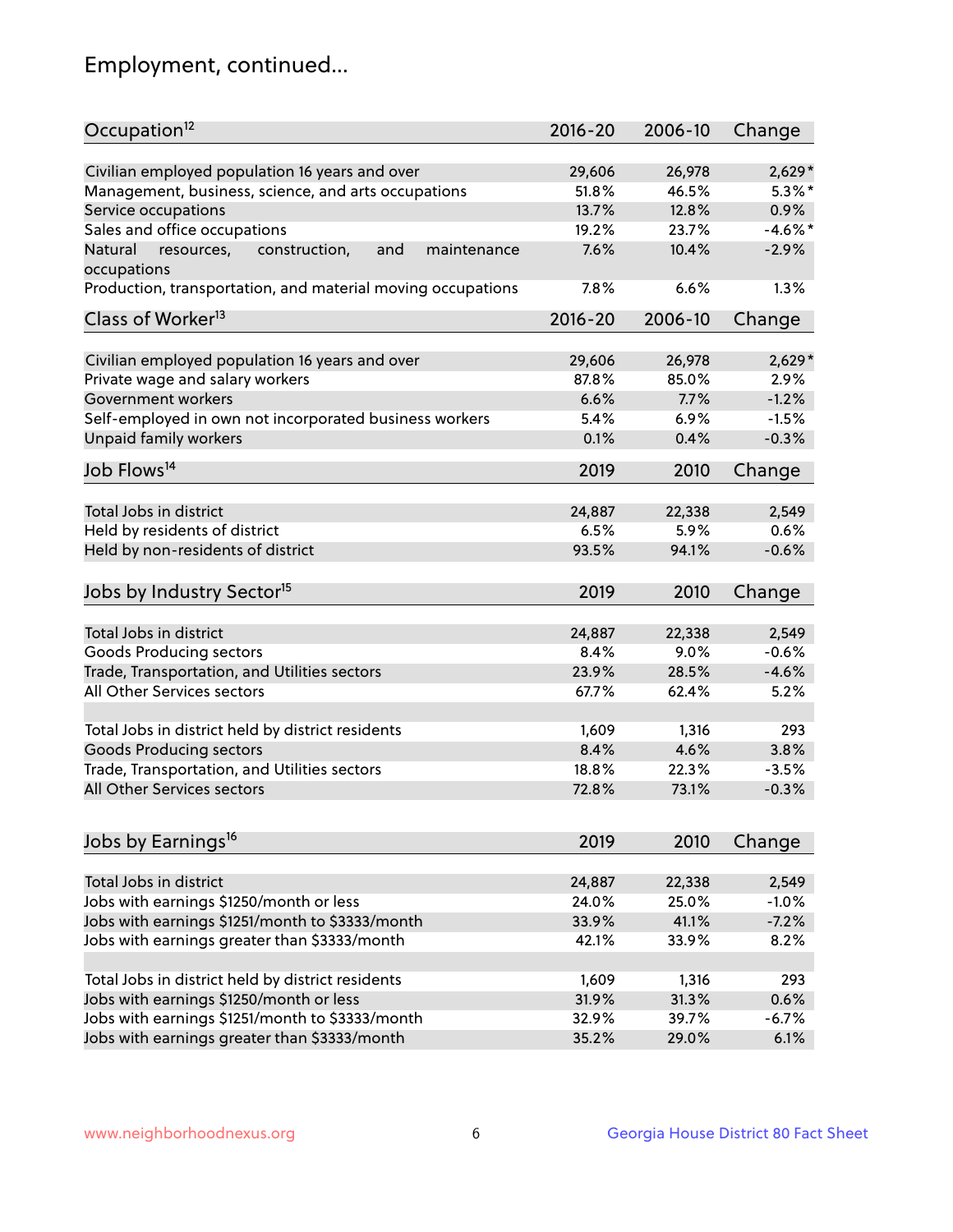## Employment, continued...

| Occupation[12] | 2016-20 | 2006-10 | Change |
|---|---|---|---|
| Civilian employed population 16 years and over | 29,606 | 26,978 | 2,629* |
| Management, business, science, and arts occupations | 51.8% | 46.5% | 5.3%* |
| Service occupations | 13.7% | 12.8% | 0.9% |
| Sales and office occupations | 19.2% | 23.7% | -4.6%* |
| Natural resources, construction, and maintenance occupations | 7.6% | 10.4% | -2.9% |
| Production, transportation, and material moving occupations | 7.8% | 6.6% | 1.3% |

| Class of Worker[13] | 2016-20 | 2006-10 | Change |
|---|---|---|---|
| Civilian employed population 16 years and over | 29,606 | 26,978 | 2,629* |
| Private wage and salary workers | 87.8% | 85.0% | 2.9% |
| Government workers | 6.6% | 7.7% | -1.2% |
| Self-employed in own not incorporated business workers | 5.4% | 6.9% | -1.5% |
| Unpaid family workers | 0.1% | 0.4% | -0.3% |

| Job Flows[14] | 2019 | 2010 | Change |
|---|---|---|---|
| Total Jobs in district | 24,887 | 22,338 | 2,549 |
| Held by residents of district | 6.5% | 5.9% | 0.6% |
| Held by non-residents of district | 93.5% | 94.1% | -0.6% |

| Jobs by Industry Sector[15] | 2019 | 2010 | Change |
|---|---|---|---|
| Total Jobs in district | 24,887 | 22,338 | 2,549 |
| Goods Producing sectors | 8.4% | 9.0% | -0.6% |
| Trade, Transportation, and Utilities sectors | 23.9% | 28.5% | -4.6% |
| All Other Services sectors | 67.7% | 62.4% | 5.2% |
| | | | |
| Total Jobs in district held by district residents | 1,609 | 1,316 | 293 |
| Goods Producing sectors | 8.4% | 4.6% | 3.8% |
| Trade, Transportation, and Utilities sectors | 18.8% | 22.3% | -3.5% |
| All Other Services sectors | 72.8% | 73.1% | -0.3% |

| Jobs by Earnings[16] | 2019 | 2010 | Change |
|---|---|---|---|
| Total Jobs in district | 24,887 | 22,338 | 2,549 |
| Jobs with earnings $1250/month or less | 24.0% | 25.0% | -1.0% |
| Jobs with earnings $1251/month to $3333/month | 33.9% | 41.1% | -7.2% |
| Jobs with earnings greater than $3333/month | 42.1% | 33.9% | 8.2% |
| | | | |
| Total Jobs in district held by district residents | 1,609 | 1,316 | 293 |
| Jobs with earnings $1250/month or less | 31.9% | 31.3% | 0.6% |
| Jobs with earnings $1251/month to $3333/month | 32.9% | 39.7% | -6.7% |
| Jobs with earnings greater than $3333/month | 35.2% | 29.0% | 6.1% |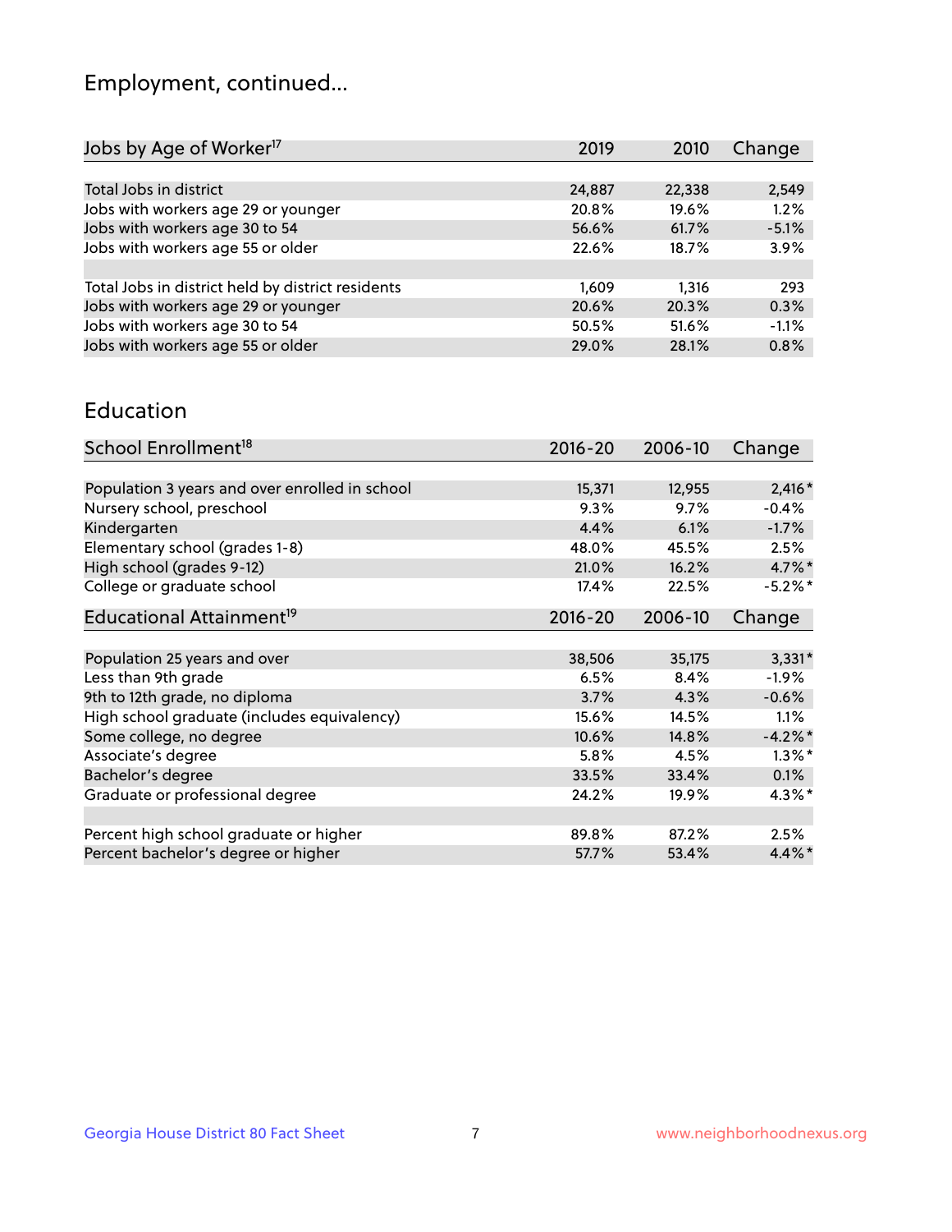## Employment, continued...

| Jobs by Age of Worker[17] | 2019 | 2010 | Change |
|---|---|---|---|
| Total Jobs in district | 24,887 | 22,338 | 2,549 |
| Jobs with workers age 29 or younger | 20.8% | 19.6% | 1.2% |
| Jobs with workers age 30 to 54 | 56.6% | 61.7% | -5.1% |
| Jobs with workers age 55 or older | 22.6% | 18.7% | 3.9% |
| | | | |
| Total Jobs in district held by district residents | 1,609 | 1,316 | 293 |
| Jobs with workers age 29 or younger | 20.6% | 20.3% | 0.3% |
| Jobs with workers age 30 to 54 | 50.5% | 51.6% | -1.1% |
| Jobs with workers age 55 or older | 29.0% | 28.1% | 0.8% |

## Education

| School Enrollment[18] | 2016-20 | 2006-10 | Change |
|---|---|---|---|
| Population 3 years and over enrolled in school | 15,371 | 12,955 | 2,416* |
| Nursery school, preschool | 9.3% | 9.7% | -0.4% |
| Kindergarten | 4.4% | 6.1% | -1.7% |
| Elementary school (grades 1-8) | 48.0% | 45.5% | 2.5% |
| High school (grades 9-12) | 21.0% | 16.2% | 4.7%* |
| College or graduate school | 17.4% | 22.5% | -5.2%* |

| Educational Attainment[19] | 2016-20 | 2006-10 | Change |
|---|---|---|---|
| Population 25 years and over | 38,506 | 35,175 | 3,331* |
| Less than 9th grade | 6.5% | 8.4% | -1.9% |
| 9th to 12th grade, no diploma | 3.7% | 4.3% | -0.6% |
| High school graduate (includes equivalency) | 15.6% | 14.5% | 1.1% |
| Some college, no degree | 10.6% | 14.8% | -4.2%* |
| Associate's degree | 5.8% | 4.5% | 1.3%* |
| Bachelor's degree | 33.5% | 33.4% | 0.1% |
| Graduate or professional degree | 24.2% | 19.9% | 4.3%* |
| | | | |
| Percent high school graduate or higher | 89.8% | 87.2% | 2.5% |
| Percent bachelor's degree or higher | 57.7% | 53.4% | 4.4%* |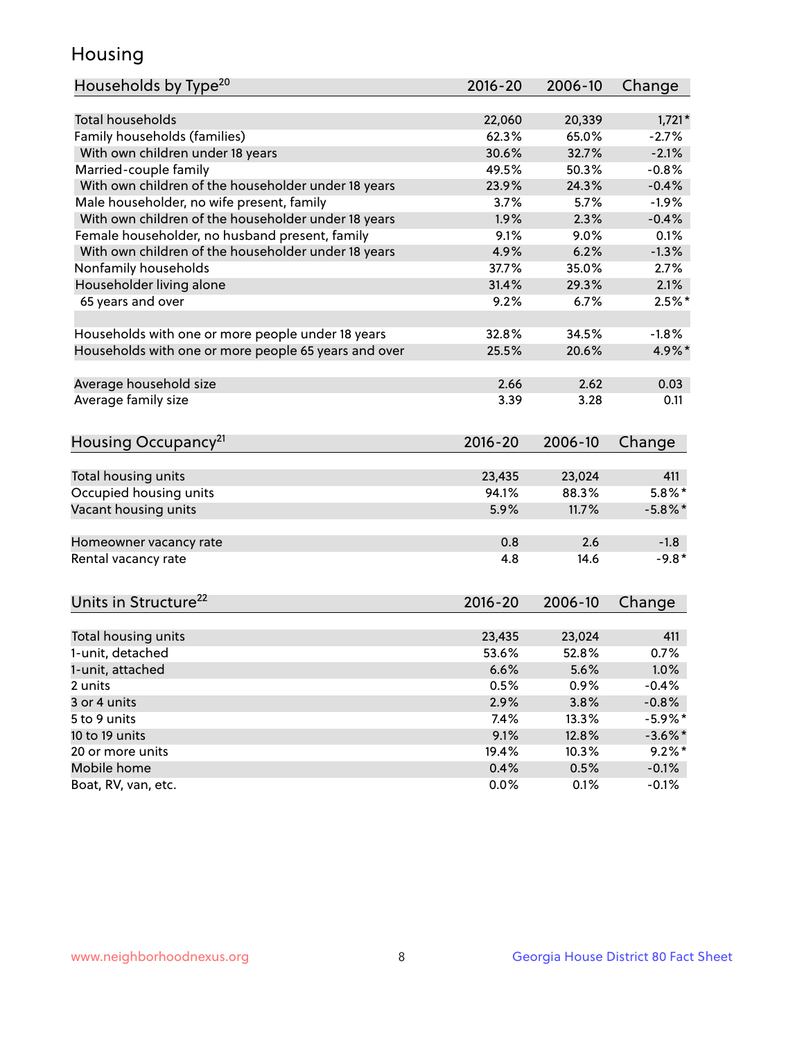# Housing

| Households by Type[20] | 2016-20 | 2006-10 | Change |
|---|---|---|---|
| Total households | 22,060 | 20,339 | 1,721* |
| Family households (families) | 62.3% | 65.0% | -2.7% |
| With own children under 18 years | 30.6% | 32.7% | -2.1% |
| Married-couple family | 49.5% | 50.3% | -0.8% |
| With own children of the householder under 18 years | 23.9% | 24.3% | -0.4% |
| Male householder, no wife present, family | 3.7% | 5.7% | -1.9% |
| With own children of the householder under 18 years | 1.9% | 2.3% | -0.4% |
| Female householder, no husband present, family | 9.1% | 9.0% | 0.1% |
| With own children of the householder under 18 years | 4.9% | 6.2% | -1.3% |
| Nonfamily households | 37.7% | 35.0% | 2.7% |
| Householder living alone | 31.4% | 29.3% | 2.1% |
| 65 years and over | 9.2% | 6.7% | 2.5%* |
| | | | |
| Households with one or more people under 18 years | 32.8% | 34.5% | -1.8% |
| Households with one or more people 65 years and over | 25.5% | 20.6% | 4.9%* |
| | | | |
| Average household size | 2.66 | 2.62 | 0.03 |
| Average family size | 3.39 | 3.28 | 0.11 |

| Housing Occupancy[21] | 2016-20 | 2006-10 | Change |
|---|---|---|---|
| Total housing units | 23,435 | 23,024 | 411 |
| Occupied housing units | 94.1% | 88.3% | 5.8%* |
| Vacant housing units | 5.9% | 11.7% | -5.8%* |
| | | | |
| Homeowner vacancy rate | 0.8 | 2.6 | -1.8 |
| Rental vacancy rate | 4.8 | 14.6 | -9.8* |

| Units in Structure[22] | 2016-20 | 2006-10 | Change |
|---|---|---|---|
| Total housing units | 23,435 | 23,024 | 411 |
| 1-unit, detached | 53.6% | 52.8% | 0.7% |
| 1-unit, attached | 6.6% | 5.6% | 1.0% |
| 2 units | 0.5% | 0.9% | -0.4% |
| 3 or 4 units | 2.9% | 3.8% | -0.8% |
| 5 to 9 units | 7.4% | 13.3% | -5.9%* |
| 10 to 19 units | 9.1% | 12.8% | -3.6%* |
| 20 or more units | 19.4% | 10.3% | 9.2%* |
| Mobile home | 0.4% | 0.5% | -0.1% |
| Boat, RV, van, etc. | 0.0% | 0.1% | -0.1% |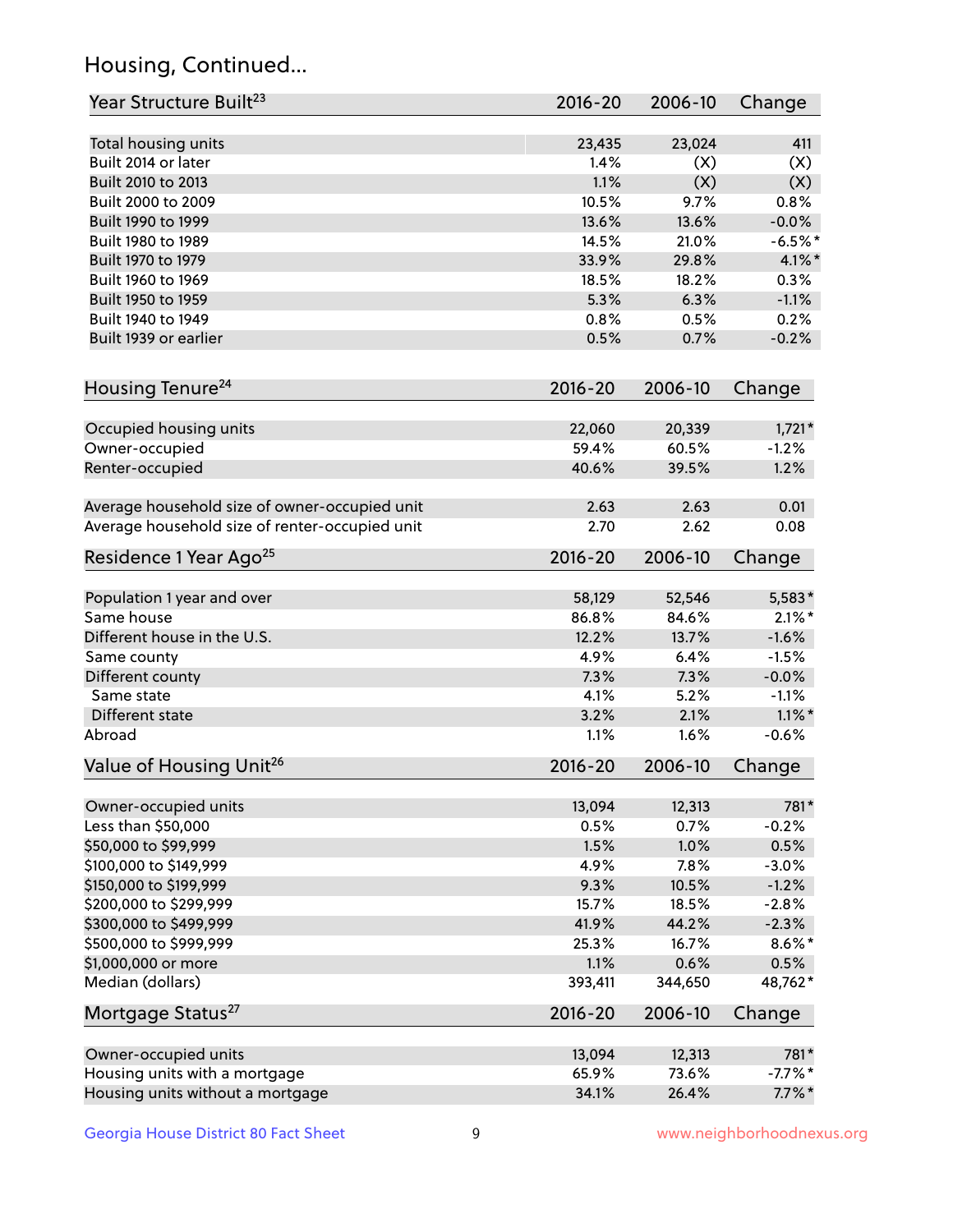## Housing, Continued...

| Year Structure Built[23] | 2016-20 | 2006-10 | Change |
|---|---|---|---|
| Total housing units | 23,435 | 23,024 | 411 |
| Built 2014 or later | 1.4% | (X) | (X) |
| Built 2010 to 2013 | 1.1% | (X) | (X) |
| Built 2000 to 2009 | 10.5% | 9.7% | 0.8% |
| Built 1990 to 1999 | 13.6% | 13.6% | -0.0% |
| Built 1980 to 1989 | 14.5% | 21.0% | -6.5%* |
| Built 1970 to 1979 | 33.9% | 29.8% | 4.1%* |
| Built 1960 to 1969 | 18.5% | 18.2% | 0.3% |
| Built 1950 to 1959 | 5.3% | 6.3% | -1.1% |
| Built 1940 to 1949 | 0.8% | 0.5% | 0.2% |
| Built 1939 or earlier | 0.5% | 0.7% | -0.2% |

| Housing Tenure[24] | 2016-20 | 2006-10 | Change |
|---|---|---|---|
| Occupied housing units | 22,060 | 20,339 | 1,721* |
| Owner-occupied | 59.4% | 60.5% | -1.2% |
| Renter-occupied | 40.6% | 39.5% | 1.2% |
| Average household size of owner-occupied unit | 2.63 | 2.63 | 0.01 |
| Average household size of renter-occupied unit | 2.70 | 2.62 | 0.08 |

| Residence 1 Year Ago[25] | 2016-20 | 2006-10 | Change |
|---|---|---|---|
| Population 1 year and over | 58,129 | 52,546 | 5,583* |
| Same house | 86.8% | 84.6% | 2.1%* |
| Different house in the U.S. | 12.2% | 13.7% | -1.6% |
| Same county | 4.9% | 6.4% | -1.5% |
| Different county | 7.3% | 7.3% | -0.0% |
| Same state | 4.1% | 5.2% | -1.1% |
| Different state | 3.2% | 2.1% | 1.1%* |
| Abroad | 1.1% | 1.6% | -0.6% |

| Value of Housing Unit[26] | 2016-20 | 2006-10 | Change |
|---|---|---|---|
| Owner-occupied units | 13,094 | 12,313 | 781* |
| Less than $50,000 | 0.5% | 0.7% | -0.2% |
| $50,000 to $99,999 | 1.5% | 1.0% | 0.5% |
| $100,000 to $149,999 | 4.9% | 7.8% | -3.0% |
| $150,000 to $199,999 | 9.3% | 10.5% | -1.2% |
| $200,000 to $299,999 | 15.7% | 18.5% | -2.8% |
| $300,000 to $499,999 | 41.9% | 44.2% | -2.3% |
| $500,000 to $999,999 | 25.3% | 16.7% | 8.6%* |
| $1,000,000 or more | 1.1% | 0.6% | 0.5% |
| Median (dollars) | 393,411 | 344,650 | 48,762* |

| Mortgage Status[27] | 2016-20 | 2006-10 | Change |
|---|---|---|---|
| Owner-occupied units | 13,094 | 12,313 | 781* |
| Housing units with a mortgage | 65.9% | 73.6% | -7.7%* |
| Housing units without a mortgage | 34.1% | 26.4% | 7.7%* |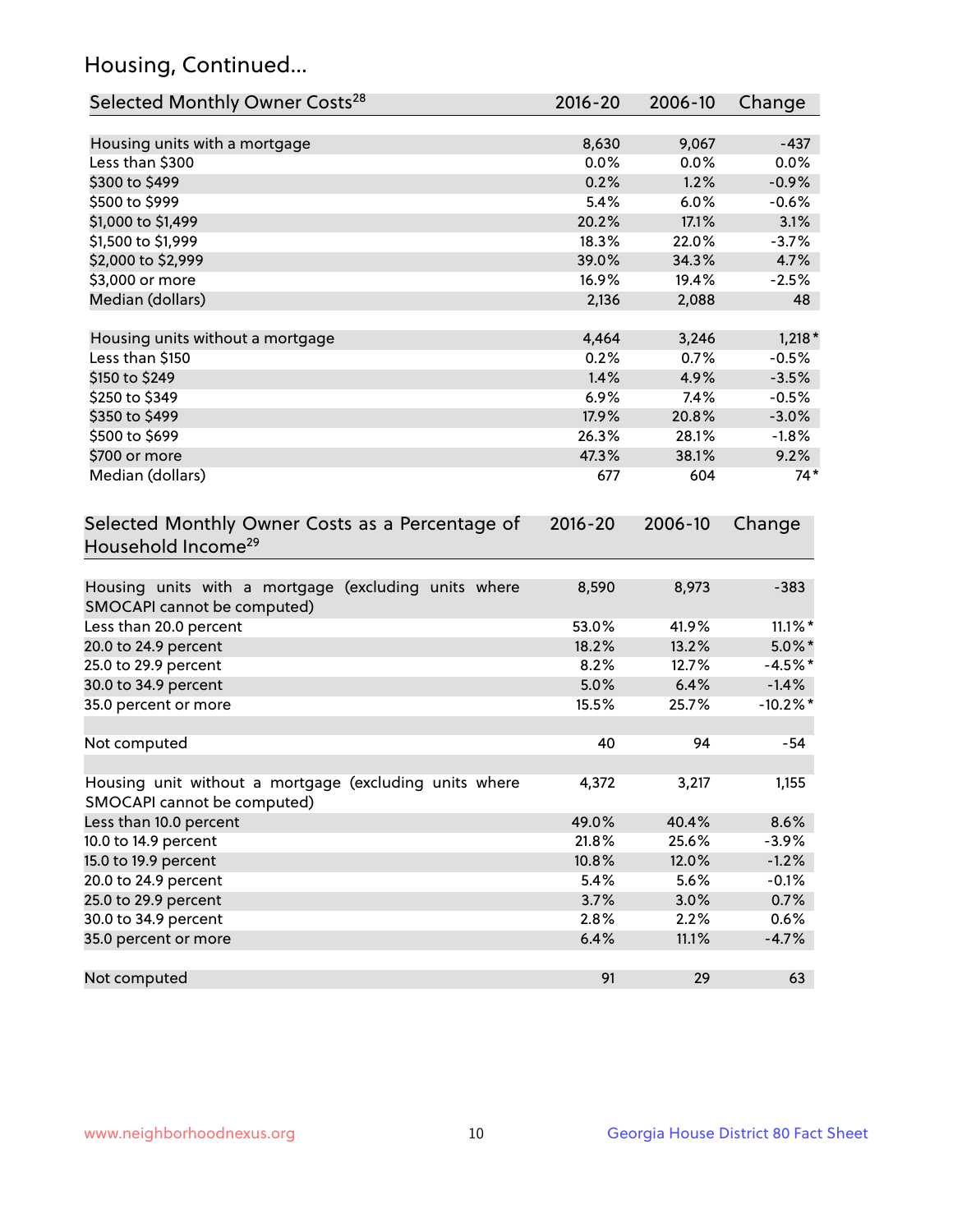## Housing, Continued...

| Selected Monthly Owner Costs[28] | 2016-20 | 2006-10 | Change |
|---|---|---|---|
| Housing units with a mortgage | 8,630 | 9,067 | -437 |
| Less than $300 | 0.0% | 0.0% | 0.0% |
| $300 to $499 | 0.2% | 1.2% | -0.9% |
| $500 to $999 | 5.4% | 6.0% | -0.6% |
| $1,000 to $1,499 | 20.2% | 17.1% | 3.1% |
| $1,500 to $1,999 | 18.3% | 22.0% | -3.7% |
| $2,000 to $2,999 | 39.0% | 34.3% | 4.7% |
| $3,000 or more | 16.9% | 19.4% | -2.5% |
| Median (dollars) | 2,136 | 2,088 | 48 |
| | | | |
| Housing units without a mortgage | 4,464 | 3,246 | 1,218* |
| Less than $150 | 0.2% | 0.7% | -0.5% |
| $150 to $249 | 1.4% | 4.9% | -3.5% |
| $250 to $349 | 6.9% | 7.4% | -0.5% |
| $350 to $499 | 17.9% | 20.8% | -3.0% |
| $500 to $699 | 26.3% | 28.1% | -1.8% |
| $700 or more | 47.3% | 38.1% | 9.2% |
| Median (dollars) | 677 | 604 | 74* |

| Selected Monthly Owner Costs as a Percentage of Household Income[29] | 2016-20 | 2006-10 | Change |
|---|---|---|---|
| Housing units with a mortgage (excluding units where SMOCAPI cannot be computed) | 8,590 | 8,973 | -383 |
| Less than 20.0 percent | 53.0% | 41.9% | 11.1%* |
| 20.0 to 24.9 percent | 18.2% | 13.2% | 5.0%* |
| 25.0 to 29.9 percent | 8.2% | 12.7% | -4.5%* |
| 30.0 to 34.9 percent | 5.0% | 6.4% | -1.4% |
| 35.0 percent or more | 15.5% | 25.7% | -10.2%* |
| | | | |
| Not computed | 40 | 94 | -54 |
| | | | |
| Housing unit without a mortgage (excluding units where SMOCAPI cannot be computed) | 4,372 | 3,217 | 1,155 |
| Less than 10.0 percent | 49.0% | 40.4% | 8.6% |
| 10.0 to 14.9 percent | 21.8% | 25.6% | -3.9% |
| 15.0 to 19.9 percent | 10.8% | 12.0% | -1.2% |
| 20.0 to 24.9 percent | 5.4% | 5.6% | -0.1% |
| 25.0 to 29.9 percent | 3.7% | 3.0% | 0.7% |
| 30.0 to 34.9 percent | 2.8% | 2.2% | 0.6% |
| 35.0 percent or more | 6.4% | 11.1% | -4.7% |
| | | | |
| Not computed | 91 | 29 | 63 |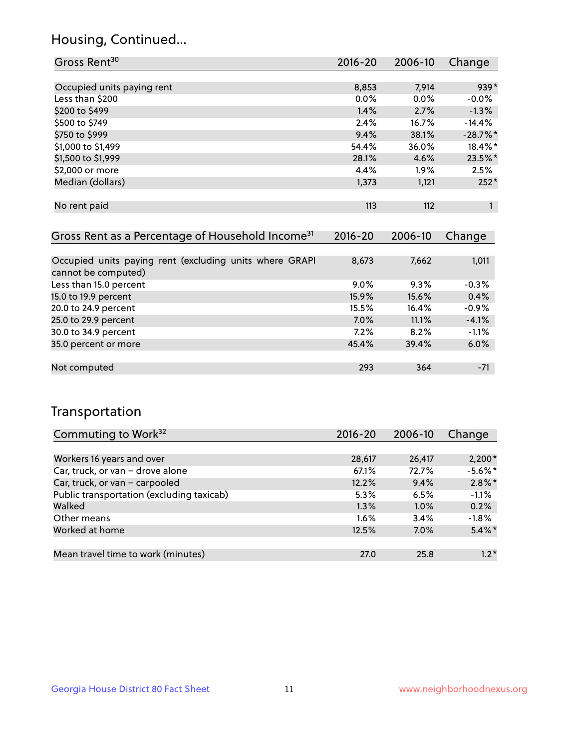## Housing, Continued...

| Gross Rent[30] | 2016-20 | 2006-10 | Change |
|---|---|---|---|
| Occupied units paying rent | 8,853 | 7,914 | 939* |
| Less than $200 | 0.0% | 0.0% | -0.0% |
| $200 to $499 | 1.4% | 2.7% | -1.3% |
| $500 to $749 | 2.4% | 16.7% | -14.4% |
| $750 to $999 | 9.4% | 38.1% | -28.7%* |
| $1,000 to $1,499 | 54.4% | 36.0% | 18.4%* |
| $1,500 to $1,999 | 28.1% | 4.6% | 23.5%* |
| $2,000 or more | 4.4% | 1.9% | 2.5% |
| Median (dollars) | 1,373 | 1,121 | 252* |
| No rent paid | 113 | 112 | 1 |

| Gross Rent as a Percentage of Household Income[31] | 2016-20 | 2006-10 | Change |
|---|---|---|---|
| Occupied units paying rent (excluding units where GRAPI cannot be computed) | 8,673 | 7,662 | 1,011 |
| Less than 15.0 percent | 9.0% | 9.3% | -0.3% |
| 15.0 to 19.9 percent | 15.9% | 15.6% | 0.4% |
| 20.0 to 24.9 percent | 15.5% | 16.4% | -0.9% |
| 25.0 to 29.9 percent | 7.0% | 11.1% | -4.1% |
| 30.0 to 34.9 percent | 7.2% | 8.2% | -1.1% |
| 35.0 percent or more | 45.4% | 39.4% | 6.0% |
| Not computed | 293 | 364 | -71 |

## Transportation

| Commuting to Work[32] | 2016-20 | 2006-10 | Change |
|---|---|---|---|
| Workers 16 years and over | 28,617 | 26,417 | 2,200* |
| Car, truck, or van – drove alone | 67.1% | 72.7% | -5.6%* |
| Car, truck, or van – carpooled | 12.2% | 9.4% | 2.8%* |
| Public transportation (excluding taxicab) | 5.3% | 6.5% | -1.1% |
| Walked | 1.3% | 1.0% | 0.2% |
| Other means | 1.6% | 3.4% | -1.8% |
| Worked at home | 12.5% | 7.0% | 5.4%* |
| Mean travel time to work (minutes) | 27.0 | 25.8 | 1.2* |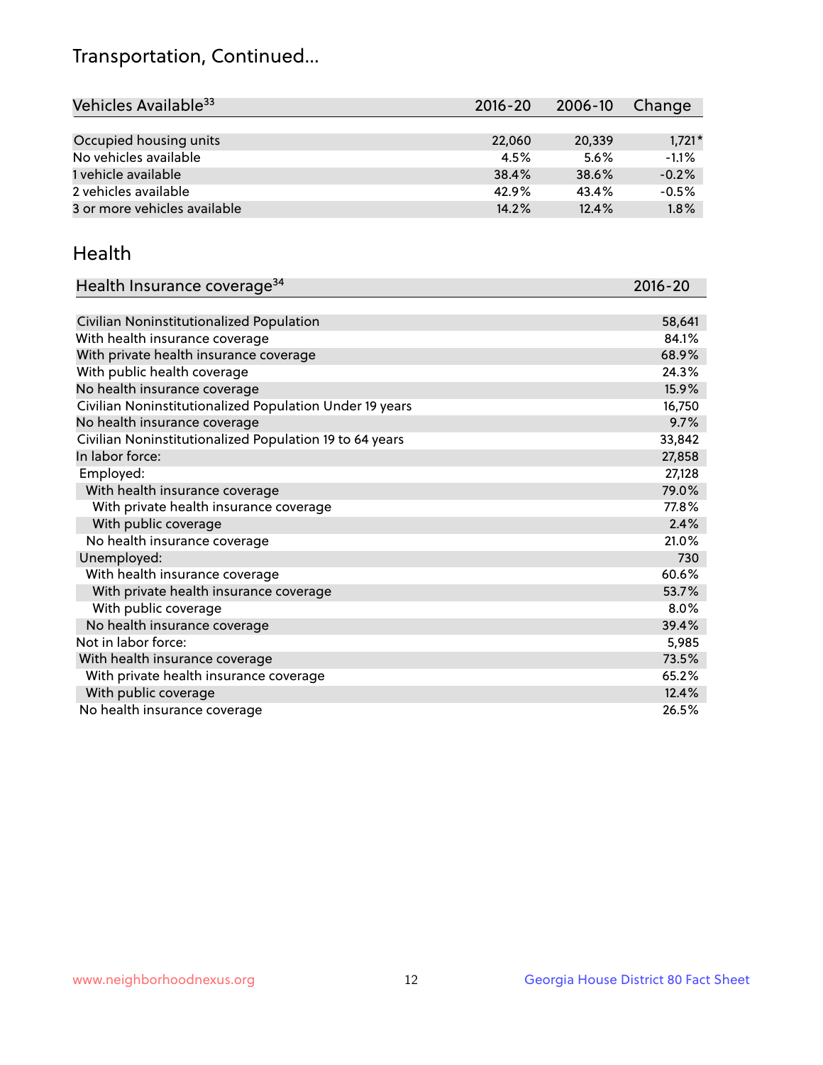## Transportation, Continued...

| Vehicles Available[33] | 2016-20 | 2006-10 | Change |
|---|---|---|---|
| Occupied housing units | 22,060 | 20,339 | 1,721* |
| No vehicles available | 4.5% | 5.6% | -1.1% |
| 1 vehicle available | 38.4% | 38.6% | -0.2% |
| 2 vehicles available | 42.9% | 43.4% | -0.5% |
| 3 or more vehicles available | 14.2% | 12.4% | 1.8% |

## Health

| Health Insurance coverage[34] | 2016-20 |
|---|---|
| Civilian Noninstitutionalized Population | 58,641 |
| With health insurance coverage | 84.1% |
| With private health insurance coverage | 68.9% |
| With public health coverage | 24.3% |
| No health insurance coverage | 15.9% |
| Civilian Noninstitutionalized Population Under 19 years | 16,750 |
| No health insurance coverage | 9.7% |
| Civilian Noninstitutionalized Population 19 to 64 years | 33,842 |
| In labor force: | 27,858 |
| Employed: | 27,128 |
| With health insurance coverage | 79.0% |
| With private health insurance coverage | 77.8% |
| With public coverage | 2.4% |
| No health insurance coverage | 21.0% |
| Unemployed: | 730 |
| With health insurance coverage | 60.6% |
| With private health insurance coverage | 53.7% |
| With public coverage | 8.0% |
| No health insurance coverage | 39.4% |
| Not in labor force: | 5,985 |
| With health insurance coverage | 73.5% |
| With private health insurance coverage | 65.2% |
| With public coverage | 12.4% |
| No health insurance coverage | 26.5% |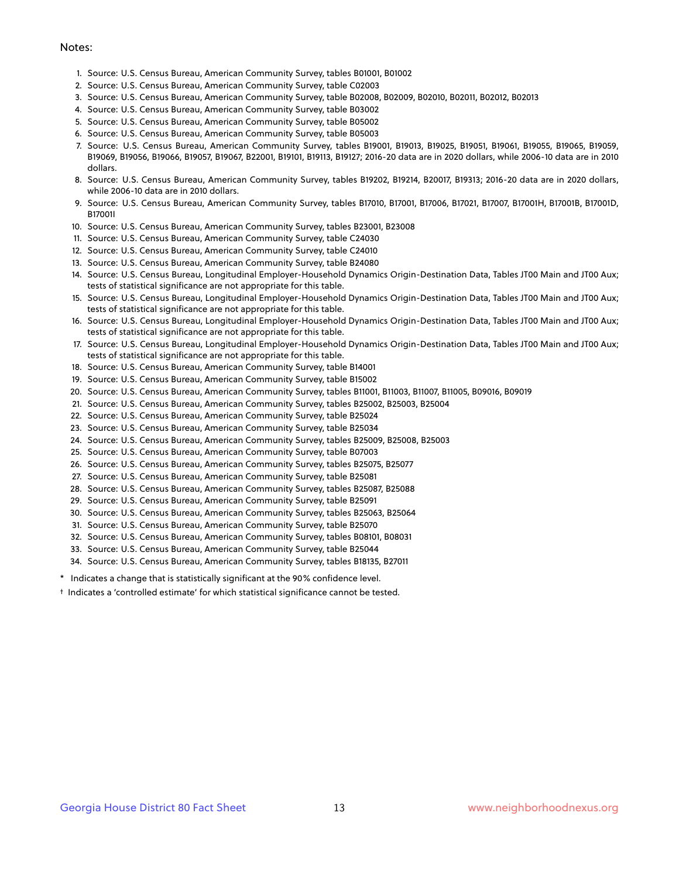Notes:

1. Source: U.S. Census Bureau, American Community Survey, tables B01001, B01002
2. Source: U.S. Census Bureau, American Community Survey, table C02003
3. Source: U.S. Census Bureau, American Community Survey, table B02008, B02009, B02010, B02011, B02012, B02013
4. Source: U.S. Census Bureau, American Community Survey, table B03002
5. Source: U.S. Census Bureau, American Community Survey, table B05002
6. Source: U.S. Census Bureau, American Community Survey, table B05003
7. Source: U.S. Census Bureau, American Community Survey, tables B19001, B19013, B19025, B19051, B19061, B19055, B19065, B19059, B19069, B19056, B19066, B19057, B19067, B22001, B19101, B19113, B19127; 2016-20 data are in 2020 dollars, while 2006-10 data are in 2010 dollars.
8. Source: U.S. Census Bureau, American Community Survey, tables B19202, B19214, B20017, B19313; 2016-20 data are in 2020 dollars, while 2006-10 data are in 2010 dollars.
9. Source: U.S. Census Bureau, American Community Survey, tables B17010, B17001, B17006, B17021, B17007, B17001H, B17001B, B17001D, B17001I
10. Source: U.S. Census Bureau, American Community Survey, tables B23001, B23008
11. Source: U.S. Census Bureau, American Community Survey, table C24030
12. Source: U.S. Census Bureau, American Community Survey, table C24010
13. Source: U.S. Census Bureau, American Community Survey, table B24080
14. Source: U.S. Census Bureau, Longitudinal Employer-Household Dynamics Origin-Destination Data, Tables JT00 Main and JT00 Aux; tests of statistical significance are not appropriate for this table.
15. Source: U.S. Census Bureau, Longitudinal Employer-Household Dynamics Origin-Destination Data, Tables JT00 Main and JT00 Aux; tests of statistical significance are not appropriate for this table.
16. Source: U.S. Census Bureau, Longitudinal Employer-Household Dynamics Origin-Destination Data, Tables JT00 Main and JT00 Aux; tests of statistical significance are not appropriate for this table.
17. Source: U.S. Census Bureau, Longitudinal Employer-Household Dynamics Origin-Destination Data, Tables JT00 Main and JT00 Aux; tests of statistical significance are not appropriate for this table.
18. Source: U.S. Census Bureau, American Community Survey, table B14001
19. Source: U.S. Census Bureau, American Community Survey, table B15002
20. Source: U.S. Census Bureau, American Community Survey, tables B11001, B11003, B11007, B11005, B09016, B09019
21. Source: U.S. Census Bureau, American Community Survey, tables B25002, B25003, B25004
22. Source: U.S. Census Bureau, American Community Survey, table B25024
23. Source: U.S. Census Bureau, American Community Survey, table B25034
24. Source: U.S. Census Bureau, American Community Survey, tables B25009, B25008, B25003
25. Source: U.S. Census Bureau, American Community Survey, table B07003
26. Source: U.S. Census Bureau, American Community Survey, tables B25075, B25077
27. Source: U.S. Census Bureau, American Community Survey, table B25081
28. Source: U.S. Census Bureau, American Community Survey, tables B25087, B25088
29. Source: U.S. Census Bureau, American Community Survey, table B25091
30. Source: U.S. Census Bureau, American Community Survey, tables B25063, B25064
31. Source: U.S. Census Bureau, American Community Survey, table B25070
32. Source: U.S. Census Bureau, American Community Survey, tables B08101, B08031
33. Source: U.S. Census Bureau, American Community Survey, table B25044
34. Source: U.S. Census Bureau, American Community Survey, tables B18135, B27011

\* Indicates a change that is statistically significant at the 90% confidence level.

† Indicates a 'controlled estimate' for which statistical significance cannot be tested.